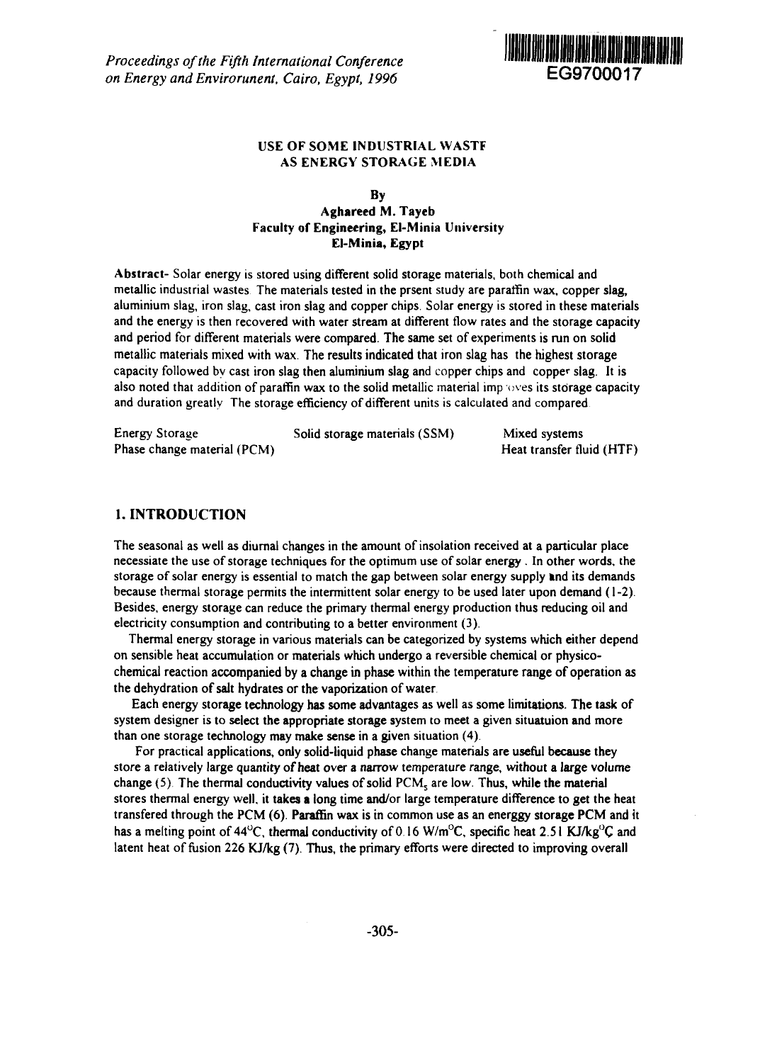*Proceedings of the Fifth International Conference on Energy and Envirorunent, Cairo, Egypt, 1996*

EG9700017

# USE OF SOME INDUSTRIAL WASTF AS ENERGY STORAGE MEDIA

**By**

**Aghareed M. Tayeb**
**Faculty of Engineering, El-Minia University**
**El-Minia, Egypt**

**Abstract-** Solar energy is stored using different solid storage materials, both chemical and metallic industrial wastes. The materials tested in the prsent study are paraffin wax, copper slag, aluminium slag, iron slag, cast iron slag and copper chips. Solar energy is stored in these materials and the energy is then recovered with water stream at different flow rates and the storage capacity and period for different materials were compared. The same set of experiments is run on solid metallic materials mixed with wax. The results indicated that iron slag has the highest storage capacity followed by cast iron slag then aluminium slag and copper chips and copper slag. It is also noted that addition of paraffin wax to the solid metallic material improves its storage capacity and duration greatly. The storage efficiency of different units is calculated and compared.

Energy Storage, Solid storage materials (SSM), Mixed systems, Phase change material (PCM), Heat transfer fluid (HTF)

## 1. INTRODUCTION

The seasonal as well as diurnal changes in the amount of insolation received at a particular place necessiate the use of storage techniques for the optimum use of solar energy. In other words, the storage of solar energy is essential to match the gap between solar energy supply and its demands because thermal storage permits the intermittent solar energy to be used later upon demand (1-2). Besides, energy storage can reduce the primary thermal energy production thus reducing oil and electricity consumption and contributing to a better environment (3).

Thermal energy storage in various materials can be categorized by systems which either depend on sensible heat accumulation or materials which undergo a reversible chemical or physico-chemical reaction accompanied by a change in phase within the temperature range of operation as the dehydration of salt hydrates or the vaporization of water.

Each energy storage technology has some advantages as well as some limitations. The task of system designer is to select the appropriate storage system to meet a given situatuion and more than one storage technology may make sense in a given situation (4).

For practical applications, only solid-liquid phase change materials are useful because they store a relatively large quantity of heat over a narrow temperature range, without a large volume change (5). The thermal conductivity values of solid $PCM_s$ are low. Thus, while the material stores thermal energy well, it takes a long time and/or large temperature difference to get the heat transfered through the PCM (6). Paraffin wax is in common use as an energgy storage PCM and it has a melting point of 44$^{o}$C, thermal conductivity of 0.16 W/m$^{o}$C, specific heat 2.51 KJ/kg$^{o}$C and latent heat of fusion 226 KJ/kg (7). Thus, the primary efforts were directed to improving overall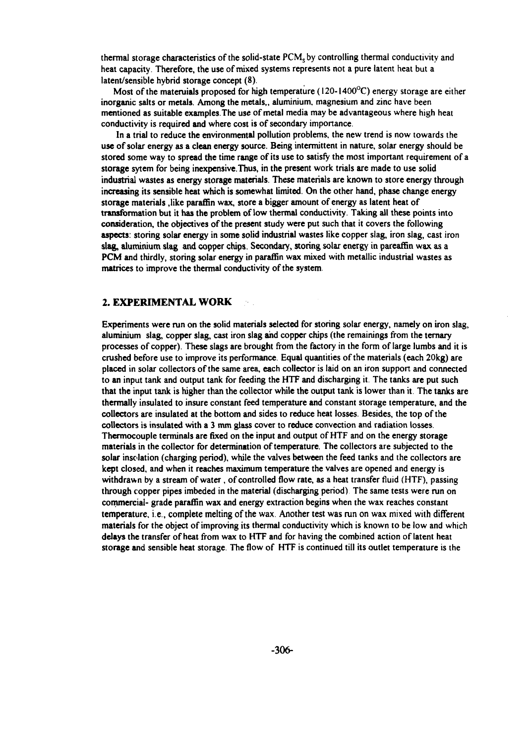thermal storage characteristics of the solid-state $PCM_s$ by controlling thermal conductivity and heat capacity. Therefore, the use of mixed systems represents not a pure latent heat but a latent/sensible hybrid storage concept (8).

Most of the materuials proposed for high temperature (120-1400°C) energy storage are either inorganic salts or metals. Among the metals,, aluminium, magnesium and zinc have been mentioned as suitable examples.The use of metal media may be advantageous where high heat conductivity is required and where cost is of secondary importance.

In a trial to reduce the environmental pollution problems, the new trend is now towards the use of solar energy as a clean energy source. Being intermittent in nature, solar energy should be stored some way to spread the time range of its use to satisfy the most important requirement of a storage sytem for being inexpensive.Thus, in the present work trials are made to use solid industrial wastes as energy storage materials. These materials are known to store energy through increasing its sensible heat which is somewhat limited. On the other hand, phase change energy storage materials ,like paraffin wax, store a bigger amount of energy as latent heat of transformation but it has the problem of low thermal conductivity. Taking all these points into consideration, the objectives of the present study were put such that it covers the following aspects: storing solar energy in some solid industrial wastes like copper slag, iron slag, cast iron slag, aluminium slag and copper chips. Secondary, storing solar energy in pareaffin wax as a PCM and thirdly, storing solar energy in paraffin wax mixed with metallic industrial wastes as matrices to improve the thermal conductivity of the system.

## 2. EXPERIMENTAL WORK

Experiments were run on the solid materials selected for storing solar energy, namely on iron slag, aluminium slag, copper slag, cast iron slag and copper chips (the remainings from the ternary processes of copper). These slags are brought from the factory in the form of large lumbs and it is crushed before use to improve its performance. Equal quantities of the materials (each 20kg) are placed in solar collectors of the same area, each collector is laid on an iron support and connected to an input tank and output tank for feeding the HTF and discharging it. The tanks are put such that the input tank is higher than the collector while the output tank is lower than it. The tanks are thermally insulated to insure constant feed temperature and constant storage temperature, and the collectors are insulated at the bottom and sides to reduce heat losses. Besides, the top of the collectors is insulated with a 3 mm glass cover to reduce convection and radiation losses. Thermocouple terminals are fixed on the input and output of HTF and on the energy storage materials in the collector for determination of temperature. The collectors are subjected to the solar insolation (charging period), while the valves between the feed tanks and the collectors are kept closed, and when it reaches maximum temperature the valves are opened and energy is withdrawn by a stream of water , of controlled flow rate, as a heat transfer fluid (HTF), passing through copper pipes imbeded in the material (discharging period). The same tests were run on commercial- grade paraffin wax and energy extraction begins when the wax reaches constant temperature, i.e., complete melting of the wax. Another test was run on wax mixed with different materials for the object of improving its thermal conductivity which is known to be low and which delays the transfer of heat from wax to HTF and for having the combined action of latent heat storage and sensible heat storage. The flow of HTF is continued till its outlet temperature is the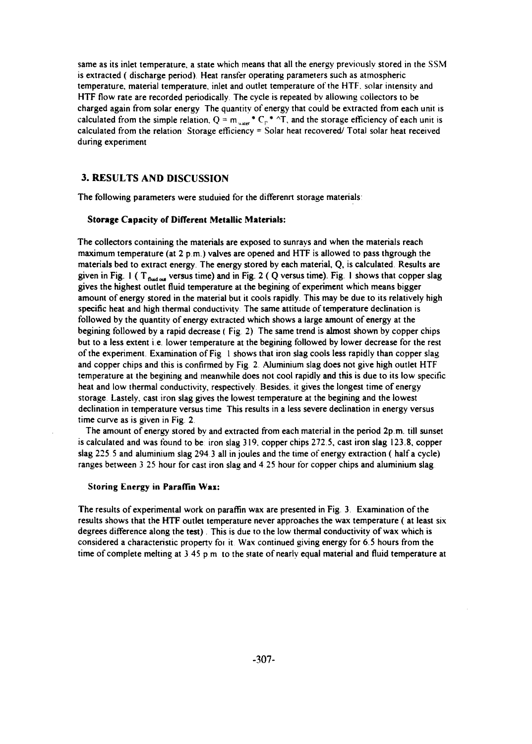same as its inlet temperature, a state which means that all the energy previously stored in the SSM is extracted ( discharge period). Heat ransfer operating parameters such as atmospheric temperature, material temperature, inlet and outlet temperature of the HTF, solar intensity and HTF flow rate are recorded periodically. The cycle is repeated by allowing collectors to be charged again from solar energy. The quantity of energy that could be extracted from each unit is calculated from the simple relation, $Q = m_{water} * C_p * \Delta T$, and the storage efficiency of each unit is calculated from the relation: Storage efficiency = Solar heat recovered/ Total solar heat received during experiment

## 3. RESULTS AND DISCUSSION

The following parameters were studuied for the differenrt storage materials:

### Storage Capacity of Different Metallic Materials:

The collectors containing the materials are exposed to sunrays and when the materials reach maximum temperature (at 2 p.m.) valves are opened and HTF is allowed to pass thgrough the materials bed to extract energy. The energy stored by each material, Q, is calculated. Results are given in Fig. 1 ( $T_{fluid\,out}$ versus time) and in Fig. 2 ( Q versus time). Fig. 1 shows that copper slag gives the highest outlet fluid temperature at the begining of experiment which means bigger amount of energy stored in the material but it cools rapidly. This may be due to its relatively high specific heat and high thermal conductivity. The same attitude of temperature declination is followed by the quantity of energy extracted which shows a large amount of energy at the begining followed by a rapid decrease ( Fig. 2). The same trend is almost shown by copper chips but to a less extent i.e. lower temperature at the begining followed by lower decrease for the rest of the experiment. Examination of Fig. 1 shows that iron slag cools less rapidly than copper slag and copper chips and this is confirmed by Fig. 2. Aluminium slag does not give high outlet HTF temperature at the begining and meanwhile does not cool rapidly and this is due to its low specific heat and low thermal conductivity, respectively. Besides, it gives the longest time of energy storage. Lastely, cast iron slag gives the lowest temperature at the begining and the lowest declination in temperature versus time. This results in a less severe declination in energy versus time curve as is given in Fig. 2.

The amount of energy stored by and extracted from each material in the period 2p.m. till sunset is calculated and was found to be: iron slag 319, copper chips 272.5, cast iron slag 123.8, copper slag 225.5 and aluminium slag 294.3 all in joules and the time of energy extraction ( half a cycle) ranges between 3.25 hour for cast iron slag and 4.25 hour for copper chips and aluminium slag.

### Storing Energy in Paraffin Wax:

The results of experimental work on paraffin wax are presented in Fig. 3. Examination of the results shows that the HTF outlet temperature never approaches the wax temperature ( at least six degrees difference along the test). This is due to the low thermal conductivity of wax which is considered a characteristic property for it. Wax continued giving energy for 6.5 hours from the time of complete melting at 3.45 p.m. to the state of nearly equal material and fluid temperature at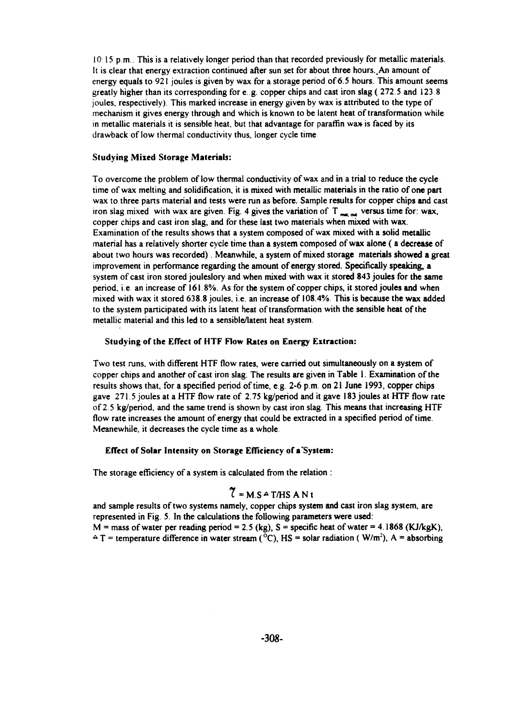10:15 p.m.. This is a relatively longer period than that recorded previously for metallic materials. It is clear that energy extraction continued after sun set for about three hours. An amount of energy equals to 921 joules is given by wax for a storage period of 6.5 hours. This amount seems greatly higher than its corresponding for e..g. copper chips and cast iron slag ( 272.5 and 123.8 joules, respectively). This marked increase in energy given by wax is attributed to the type of mechanism it gives energy through and which is known to be latent heat of transformation while in metallic materials it is sensible heat, but that advantage for paraffin wax is faced by its drawback of low thermal conductivity thus, longer cycle time.

### Studying Mixed Storage Materials:

To overcome the problem of low thermal conductivity of wax and in a trial to reduce the cycle time of wax melting and solidification, it is mixed with metallic materials in the ratio of one part wax to three parts material and tests were run as before. Sample results for copper chips and cast iron slag mixed with wax are given. Fig. 4 gives the variation of $T_{mat.\,out}$ versus time for: wax, copper chips and cast iron slag, and for these last two materials when mixed with wax. Examination of the results shows that a system composed of wax mixed with a solid metallic material has a relatively shorter cycle time than a system composed of wax alone ( a decrease of about two hours was recorded) . Meanwhile, a system of mixed storage materials showed a great improvement in performance regarding the amount of energy stored. Specifically speaking, a system of cast iron stored jouleslory and when mixed with wax it stored 843 joules for the same period, i.e. an increase of 161.8%. As for the system of copper chips, it stored joules and when mixed with wax it stored 638.8 joules, i.e. an increase of 108.4%. This is because the wax added to the system participated with its latent heat of transformation with the sensible heat of the metallic material and this led to a sensible/latent heat system.

### Studying of the Effect of HTF Flow Rates on Energy Extraction:

Two test runs, with different HTF flow rates, were carried out simultaneously on a system of copper chips and another of cast iron slag. The results are given in Table 1. Examination of the results shows that, for a specified period of time, e.g. 2-6 p.m. on 21 June 1993, copper chips gave 271.5 joules at a HTF flow rate of 2.75 kg/period and it gave 183 joules at HTF flow rate of 2.5 kg/period, and the same trend is shown by cast iron slag. This means that increasing HTF flow rate increases the amount of energy that could be extracted in a specified period of time. Meanewhile, it decreases the cycle time as a whole.

### Effect of Solar Intensity on Storage Efficiency of a System:

The storage efficiency of a system is calculated from the relation :

$$\eta = M.S \Delta T / HS\ A\ N\ t$$

and sample results of two systems namely, copper chips system and cast iron slag system, are represented in Fig. 5. In the calculations the following parameters were used:
M = mass of water per reading period = 2.5 (kg), S = specific heat of water = 4.1868 (KJ/kgK), $\Delta$ T = temperature difference in water stream ( $^{o}$C), HS = solar radiation ( W/m$^{2}$), A = absorbing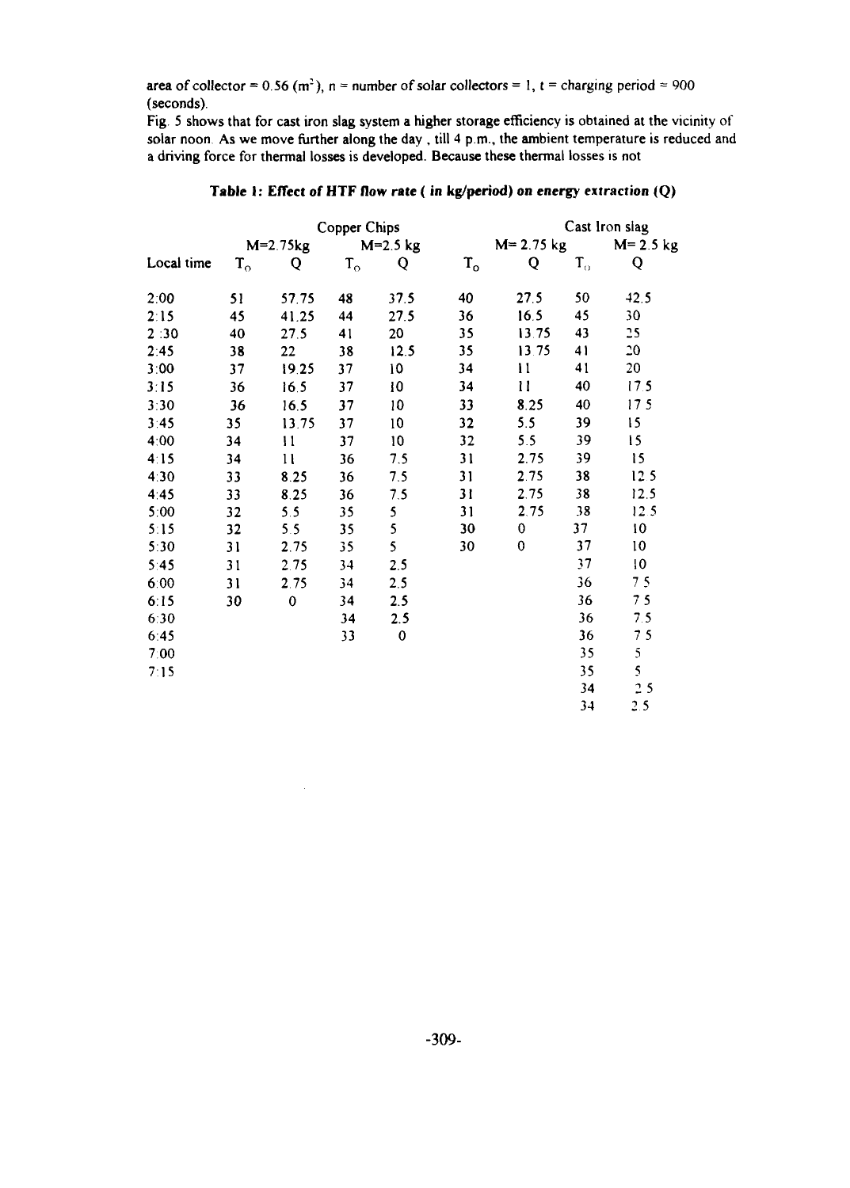area of collector = 0.56 ($m^2$), n = number of solar collectors = 1, t = charging period = 900 (seconds).

Fig. 5 shows that for cast iron slag system a higher storage efficiency is obtained at the vicinity of solar noon. As we move further along the day, till 4 p.m., the ambient temperature is reduced and a driving force for thermal losses is developed. Because these thermal losses is not

**Table 1: Effect of HTF flow rate ( in kg/period) on energy extraction (Q)**

| | Copper Chips | | | | Cast Iron slag | | | |
|---|---|---|---|---|---|---|---|---|
| | M=2.75kg | | M=2.5 kg | | M= 2.75 kg | | M= 2.5 kg | |
| Local time | $T_O$ | Q | $T_O$ | Q | $T_O$ | Q | $T_O$ | Q |
| 2:00 | 51 | 57.75 | 48 | 37.5 | 40 | 27.5 | 50 | 42.5 |
| 2:15 | 45 | 41.25 | 44 | 27.5 | 36 | 16.5 | 45 | 30 |
| 2:30 | 40 | 27.5 | 41 | 20 | 35 | 13.75 | 43 | 25 |
| 2:45 | 38 | 22 | 38 | 12.5 | 35 | 13.75 | 41 | 20 |
| 3:00 | 37 | 19.25 | 37 | 10 | 34 | 11 | 41 | 20 |
| 3:15 | 36 | 16.5 | 37 | 10 | 34 | 11 | 40 | 17.5 |
| 3:30 | 36 | 16.5 | 37 | 10 | 33 | 8.25 | 40 | 17.5 |
| 3:45 | 35 | 13.75 | 37 | 10 | 32 | 5.5 | 39 | 15 |
| 4:00 | 34 | 11 | 37 | 10 | 32 | 5.5 | 39 | 15 |
| 4:15 | 34 | 11 | 36 | 7.5 | 31 | 2.75 | 39 | 15 |
| 4:30 | 33 | 8.25 | 36 | 7.5 | 31 | 2.75 | 38 | 12.5 |
| 4:45 | 33 | 8.25 | 36 | 7.5 | 31 | 2.75 | 38 | 12.5 |
| 5:00 | 32 | 5.5 | 35 | 5 | 31 | 2.75 | 38 | 12.5 |
| 5:15 | 32 | 5.5 | 35 | 5 | 30 | 0 | 37 | 10 |
| 5:30 | 31 | 2.75 | 35 | 5 | 30 | 0 | 37 | 10 |
| 5:45 | 31 | 2.75 | 34 | 2.5 | | | 37 | 10 |
| 6:00 | 31 | 2.75 | 34 | 2.5 | | | 36 | 7.5 |
| 6:15 | 30 | 0 | 34 | 2.5 | | | 36 | 7.5 |
| 6:30 | | | 34 | 2.5 | | | 36 | 7.5 |
| 6:45 | | | 33 | 0 | | | 36 | 7.5 |
| 7:00 | | | | | | | 35 | 5 |
| 7:15 | | | | | | | 35 | 5 |
| | | | | | | | 34 | 2.5 |
| | | | | | | | 34 | 2.5 |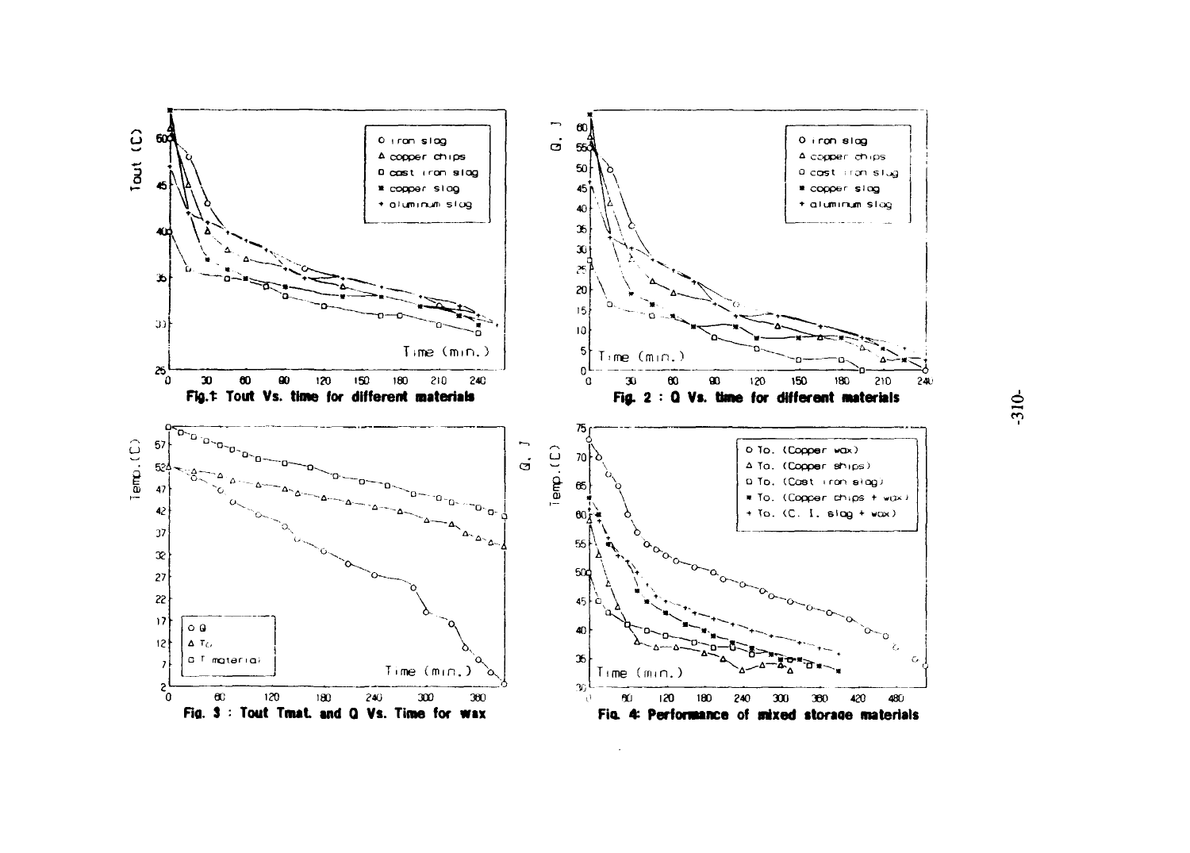Fig. 1: Tout Vs. time for different materials

Fig. 2 : Q Vs. time for different materials

Fig. 3 : Tout Tmat. and Q Vs. Time for wax

Fig. 4: Performance of mixed storage materials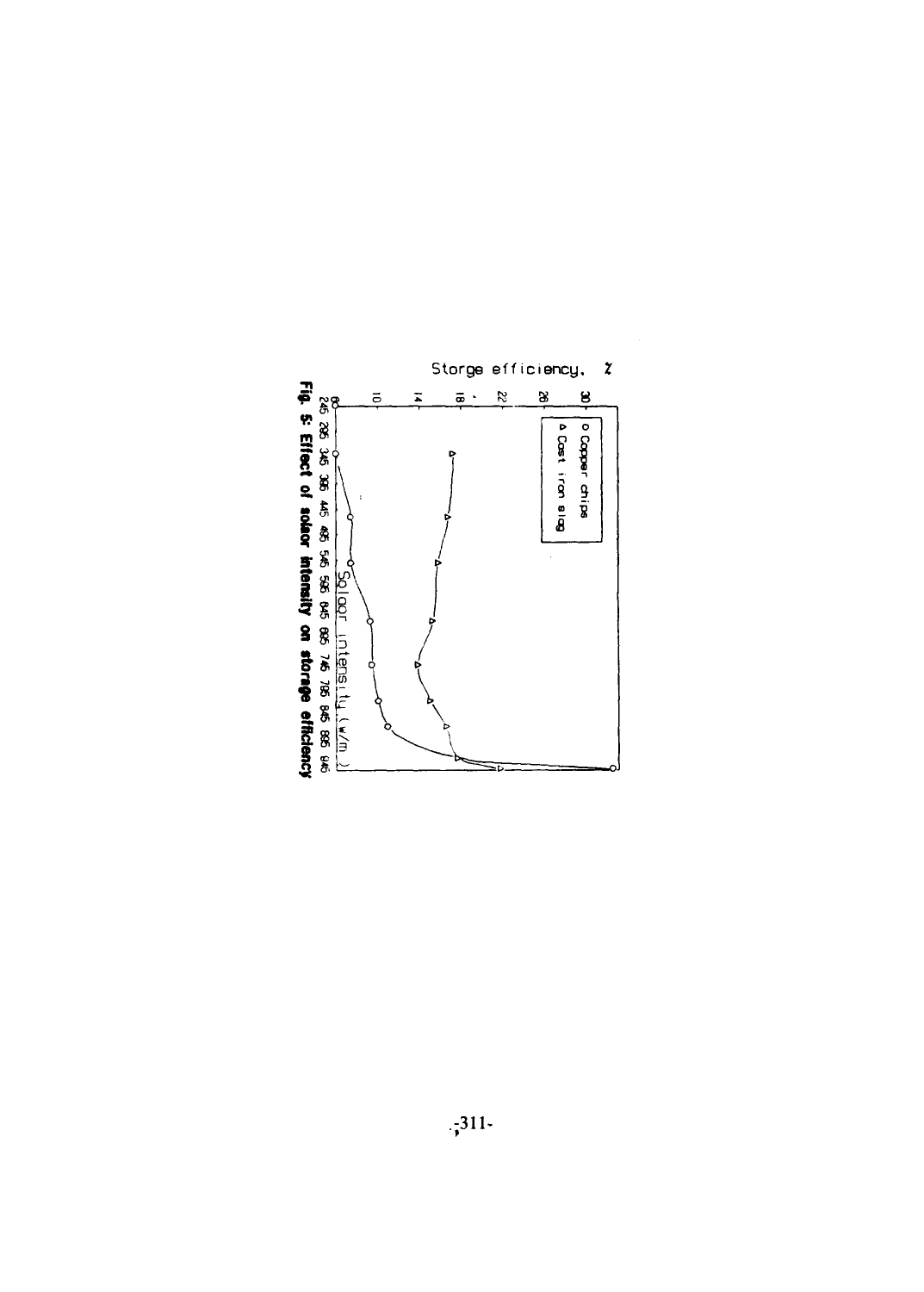Fig. 5: Effect of solar intensity on storage efficiency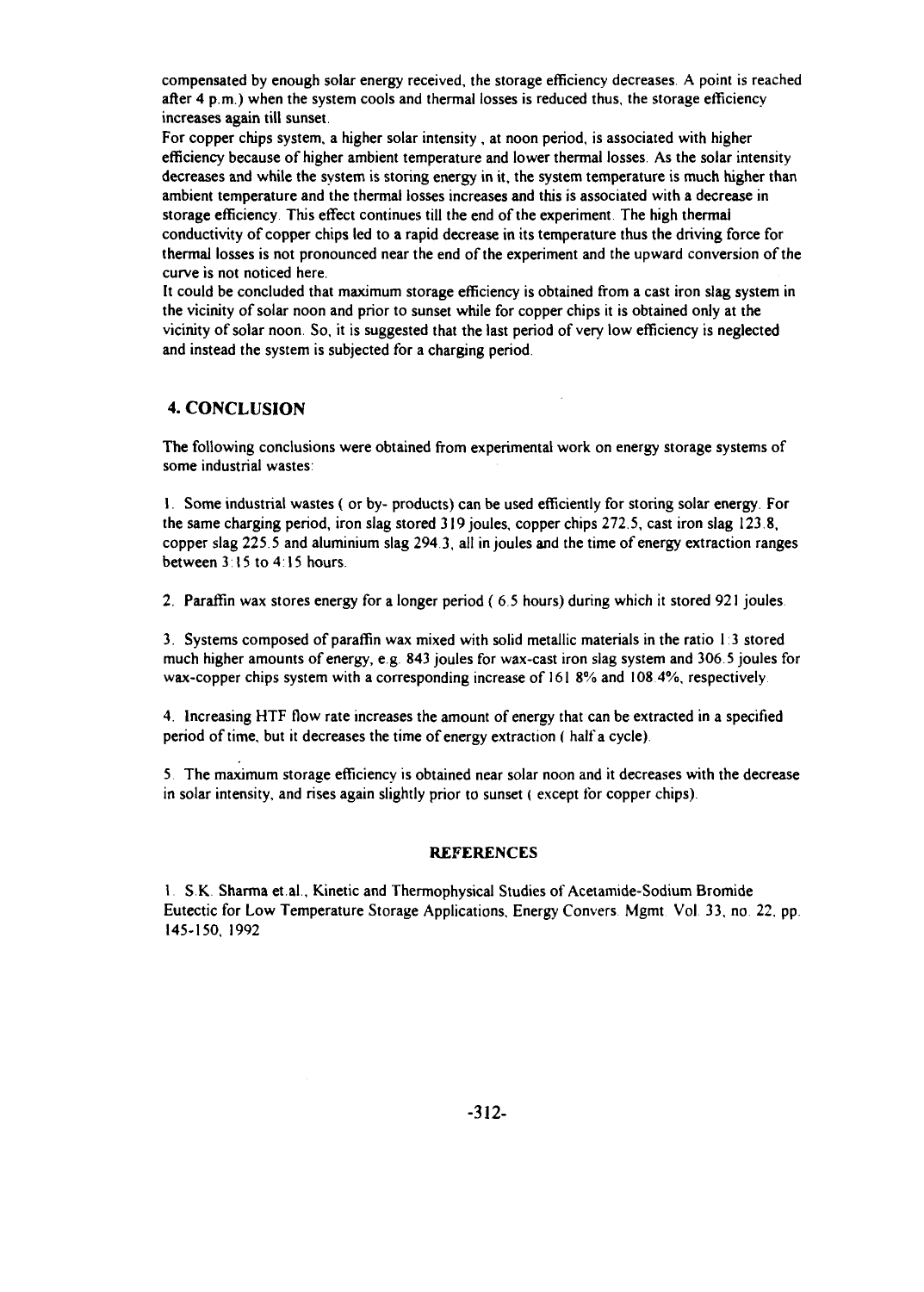compensated by enough solar energy received, the storage efficiency decreases. A point is reached after 4 p.m.) when the system cools and thermal losses is reduced thus, the storage efficiency increases again till sunset.

For copper chips system, a higher solar intensity , at noon period, is associated with higher efficiency because of higher ambient temperature and lower thermal losses. As the solar intensity decreases and while the system is storing energy in it, the system temperature is much higher than ambient temperature and the thermal losses increases and this is associated with a decrease in storage efficiency. This effect continues till the end of the experiment. The high thermal conductivity of copper chips led to a rapid decrease in its temperature thus the driving force for thermal losses is not pronounced near the end of the experiment and the upward conversion of the curve is not noticed here.

It could be concluded that maximum storage efficiency is obtained from a cast iron slag system in the vicinity of solar noon and prior to sunset while for copper chips it is obtained only at the vicinity of solar noon. So, it is suggested that the last period of very low efficiency is neglected and instead the system is subjected for a charging period.

## 4. CONCLUSION

The following conclusions were obtained from experimental work on energy storage systems of some industrial wastes:

1. Some industrial wastes ( or by- products) can be used efficiently for storing solar energy. For the same charging period, iron slag stored 319 joules, copper chips 272.5, cast iron slag 123.8, copper slag 225.5 and aluminium slag 294.3, all in joules and the time of energy extraction ranges between 3:15 to 4:15 hours.

2. Paraffin wax stores energy for a longer period ( 6.5 hours) during which it stored 921 joules.

3. Systems composed of paraffin wax mixed with solid metallic materials in the ratio 1:3 stored much higher amounts of energy, e.g. 843 joules for wax-cast iron slag system and 306.5 joules for wax-copper chips system with a corresponding increase of 161.8% and 108.4%, respectively.

4. Increasing HTF flow rate increases the amount of energy that can be extracted in a specified period of time, but it decreases the time of energy extraction ( half a cycle).

5. The maximum storage efficiency is obtained near solar noon and it decreases with the decrease in solar intensity, and rises again slightly prior to sunset ( except for copper chips).

### REFERENCES

1. S.K. Sharma et.al., Kinetic and Thermophysical Studies of Acetamide-Sodium Bromide Eutectic for Low Temperature Storage Applications, Energy Convers. Mgmt. Vol. 33, no. 22, pp. 145-150, 1992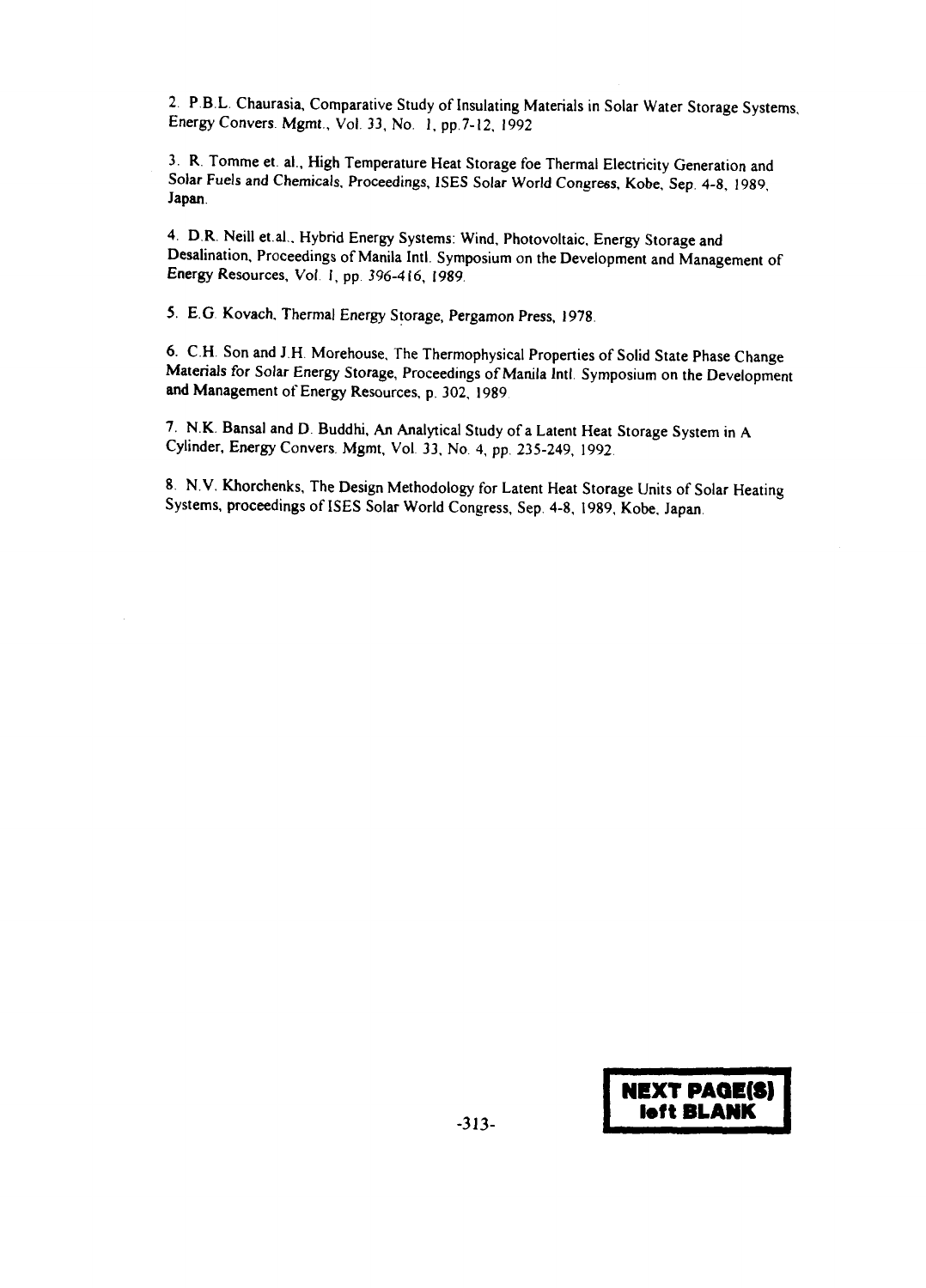2. P.B.L. Chaurasia, Comparative Study of Insulating Materials in Solar Water Storage Systems, Energy Convers. Mgmt., Vol. 33, No. 1, pp.7-12, 1992

3. R. Tomme et. al., High Temperature Heat Storage foe Thermal Electricity Generation and Solar Fuels and Chemicals, Proceedings, ISES Solar World Congress, Kobe, Sep. 4-8, 1989, Japan.

4. D.R. Neill et.al., Hybrid Energy Systems: Wind, Photovoltaic, Energy Storage and Desalination, Proceedings of Manila Intl. Symposium on the Development and Management of Energy Resources, Vol. I, pp. 396-416, 1989.

5. E.G. Kovach, Thermal Energy Storage, Pergamon Press, 1978.

6. C.H. Son and J.H. Morehouse, The Thermophysical Properties of Solid State Phase Change Materials for Solar Energy Storage, Proceedings of Manila Intl. Symposium on the Development and Management of Energy Resources, p. 302, 1989.

7. N.K. Bansal and D. Buddhi, An Analytical Study of a Latent Heat Storage System in A Cylinder, Energy Convers. Mgmt, Vol. 33, No. 4, pp. 235-249, 1992.

8. N.V. Khorchenks, The Design Methodology for Latent Heat Storage Units of Solar Heating Systems, proceedings of ISES Solar World Congress, Sep. 4-8, 1989, Kobe, Japan.

**NEXT PAGE(S) left BLANK**